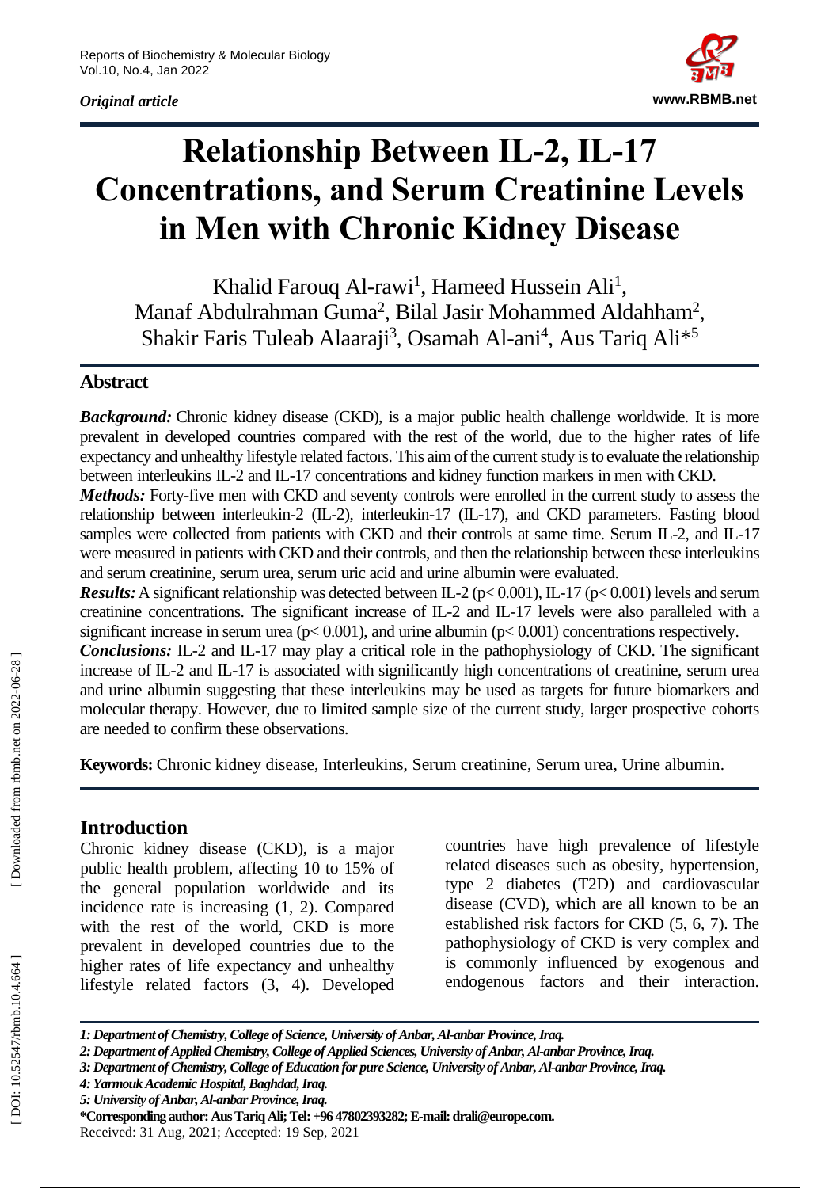*Original article*

# Relationship Between IL-2, IL-17 Concentrations, and Serum Creatinine Levels in Men with Chronic Kidney Disease

Khalid Farouq Al-rawi[1], Hameed Hussein Ali[1], Manaf Abdulrahman Guma[2], Bilal Jasir Mohammed Aldahham[2], Shakir Faris Tuleab Alaaraji[3], Osamah Al-ani[4], Aus Tariq Ali*[5]

## Abstract

***Background:*** Chronic kidney disease (CKD), is a major public health challenge worldwide. It is more prevalent in developed countries compared with the rest of the world, due to the higher rates of life expectancy and unhealthy lifestyle related factors. This aim of the current study is to evaluate the relationship between interleukins IL-2 and IL-17 concentrations and kidney function markers in men with CKD.

***Methods:*** Forty-five men with CKD and seventy controls were enrolled in the current study to assess the relationship between interleukin-2 (IL-2), interleukin-17 (IL-17), and CKD parameters. Fasting blood samples were collected from patients with CKD and their controls at same time. Serum IL-2, and IL-17 were measured in patients with CKD and their controls, and then the relationship between these interleukins and serum creatinine, serum urea, serum uric acid and urine albumin were evaluated.

***Results:*** A significant relationship was detected between IL-2 ($p < 0.001$), IL-17 ($p < 0.001$) levels and serum creatinine concentrations. The significant increase of IL-2 and IL-17 levels were also paralleled with a significant increase in serum urea ($p < 0.001$), and urine albumin ($p < 0.001$) concentrations respectively.

***Conclusions:*** IL-2 and IL-17 may play a critical role in the pathophysiology of CKD. The significant increase of IL-2 and IL-17 is associated with significantly high concentrations of creatinine, serum urea and urine albumin suggesting that these interleukins may be used as targets for future biomarkers and molecular therapy. However, due to limited sample size of the current study, larger prospective cohorts are needed to confirm these observations.

**Keywords:** Chronic kidney disease, Interleukins, Serum creatinine, Serum urea, Urine albumin.

## Introduction

Chronic kidney disease (CKD), is a major public health problem, affecting 10 to 15% of the general population worldwide and its incidence rate is increasing (1, 2). Compared with the rest of the world, CKD is more prevalent in developed countries due to the higher rates of life expectancy and unhealthy lifestyle related factors (3, 4). Developed countries have high prevalence of lifestyle related diseases such as obesity, hypertension, type 2 diabetes (T2D) and cardiovascular disease (CVD), which are all known to be an established risk factors for CKD (5, 6, 7). The pathophysiology of CKD is very complex and is commonly influenced by exogenous and endogenous factors and their interaction.

*1: Department of Chemistry, College of Science, University of Anbar, Al-anbar Province, Iraq.*
*2: Department of Applied Chemistry, College of Applied Sciences, University of Anbar, Al-anbar Province, Iraq.*
*3: Department of Chemistry, College of Education for pure Science, University of Anbar, Al-anbar Province, Iraq.*
*4: Yarmouk Academic Hospital, Baghdad, Iraq.*
*5: University of Anbar, Al-anbar Province, Iraq.*

**\*Corresponding author: Aus Tariq Ali; Tel: +96 47802393282; E-mail: drali@europe.com.**

Received: 31 Aug, 2021; Accepted: 19 Sep, 2021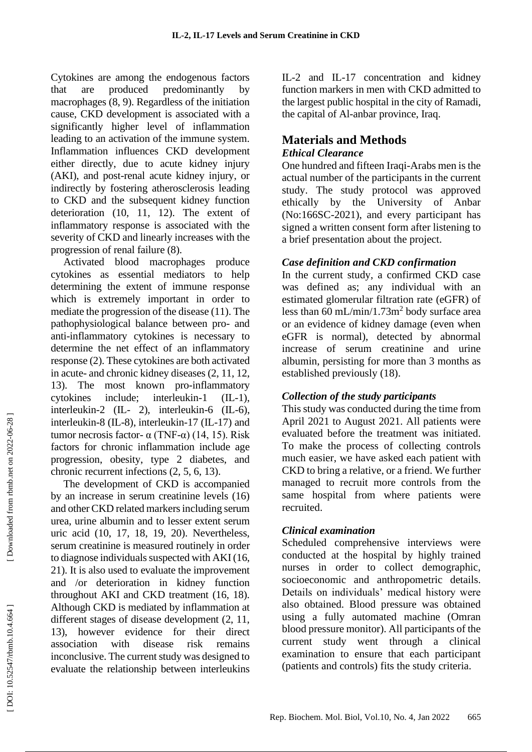Cytokines are among the endogenous factors that are produced predominantly by macrophages (8, 9). Regardless of the initiation cause, CKD development is associated with a significantly higher level of inflammation leading to an activation of the immune system. Inflammation influences CKD development either directly, due to acute kidney injury (AKI), and post-renal acute kidney injury, or indirectly by fostering atherosclerosis leading to CKD and the subsequent kidney function deterioration (10, 11, 12). The extent of inflammatory response is associated with the severity of CKD and linearly increases with the progression of renal failure (8).

Activated blood macrophages produce cytokines as essential mediators to help determining the extent of immune response which is extremely important in order to mediate the progression of the disease (11). The pathophysiological balance between pro- and anti-inflammatory cytokines is necessary to determine the net effect of an inflammatory response (2). These cytokines are both activated in acute- and chronic kidney diseases (2, 11, 12, 13). The most known pro-inflammatory cytokines include; interleukin-1 (IL-1), interleukin-2 (IL- 2), interleukin-6 (IL-6), interleukin-8 (IL-8), interleukin-17 (IL-17) and tumor necrosis factor- α (TNF-α) (14, 15). Risk factors for chronic inflammation include age progression, obesity, type 2 diabetes, and chronic recurrent infections (2, 5, 6, 13).

The development of CKD is accompanied by an increase in serum creatinine levels (16) and other CKD related markers including serum urea, urine albumin and to lesser extent serum uric acid (10, 17, 18, 19, 20). Nevertheless, serum creatinine is measured routinely in order to diagnose individuals suspected with AKI (16, 21). It is also used to evaluate the improvement and /or deterioration in kidney function throughout AKI and CKD treatment (16, 18). Although CKD is mediated by inflammation at different stages of disease development (2, 11, 13), however evidence for their direct association with disease risk remains inconclusive. The current study was designed to evaluate the relationship between interleukins IL-2 and IL-17 concentration and kidney function markers in men with CKD admitted to the largest public hospital in the city of Ramadi, the capital of Al-anbar province, Iraq.

# Materials and Methods

### *Ethical Clearance*

One hundred and fifteen Iraqi-Arabs men is the actual number of the participants in the current study. The study protocol was approved ethically by the University of Anbar (No:166SC-2021), and every participant has signed a written consent form after listening to a brief presentation about the project.

### *Case definition and CKD confirmation*

In the current study, a confirmed CKD case was defined as; any individual with an estimated glomerular filtration rate (eGFR) of less than 60 mL/min/1.73m$^2$ body surface area or an evidence of kidney damage (even when eGFR is normal), detected by abnormal increase of serum creatinine and urine albumin, persisting for more than 3 months as established previously (18).

### *Collection of the study participants*

This study was conducted during the time from April 2021 to August 2021. All patients were evaluated before the treatment was initiated. To make the process of collecting controls much easier, we have asked each patient with CKD to bring a relative, or a friend. We further managed to recruit more controls from the same hospital from where patients were recruited.

### *Clinical examination*

Scheduled comprehensive interviews were conducted at the hospital by highly trained nurses in order to collect demographic, socioeconomic and anthropometric details. Details on individuals' medical history were also obtained. Blood pressure was obtained using a fully automated machine (Omran blood pressure monitor). All participants of the current study went through a clinical examination to ensure that each participant (patients and controls) fits the study criteria.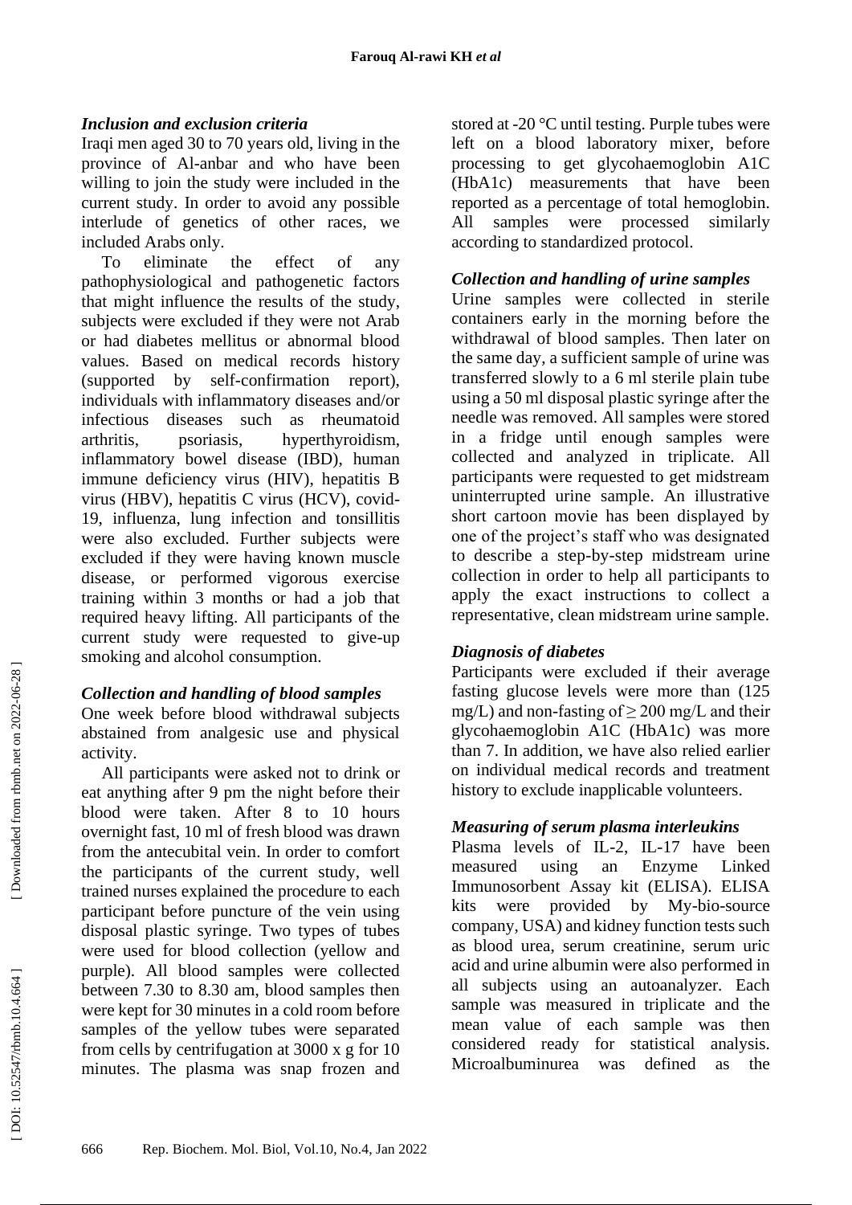### *Inclusion and exclusion criteria*

Iraqi men aged 30 to 70 years old, living in the province of Al-anbar and who have been willing to join the study were included in the current study. In order to avoid any possible interlude of genetics of other races, we included Arabs only.

To eliminate the effect of any pathophysiological and pathogenetic factors that might influence the results of the study, subjects were excluded if they were not Arab or had diabetes mellitus or abnormal blood values. Based on medical records history (supported by self-confirmation report), individuals with inflammatory diseases and/or infectious diseases such as rheumatoid arthritis, psoriasis, hyperthyroidism, inflammatory bowel disease (IBD), human immune deficiency virus (HIV), hepatitis B virus (HBV), hepatitis C virus (HCV), covid-19, influenza, lung infection and tonsillitis were also excluded. Further subjects were excluded if they were having known muscle disease, or performed vigorous exercise training within 3 months or had a job that required heavy lifting. All participants of the current study were requested to give-up smoking and alcohol consumption.

### *Collection and handling of blood samples*

One week before blood withdrawal subjects abstained from analgesic use and physical activity.

All participants were asked not to drink or eat anything after 9 pm the night before their blood were taken. After 8 to 10 hours overnight fast, 10 ml of fresh blood was drawn from the antecubital vein. In order to comfort the participants of the current study, well trained nurses explained the procedure to each participant before puncture of the vein using disposal plastic syringe. Two types of tubes were used for blood collection (yellow and purple). All blood samples were collected between 7.30 to 8.30 am, blood samples then were kept for 30 minutes in a cold room before samples of the yellow tubes were separated from cells by centrifugation at 3000 x g for 10 minutes. The plasma was snap frozen and stored at -20 °C until testing. Purple tubes were left on a blood laboratory mixer, before processing to get glycohaemoglobin A1C (HbA1c) measurements that have been reported as a percentage of total hemoglobin. All samples were processed similarly according to standardized protocol.

### *Collection and handling of urine samples*

Urine samples were collected in sterile containers early in the morning before the withdrawal of blood samples. Then later on the same day, a sufficient sample of urine was transferred slowly to a 6 ml sterile plain tube using a 50 ml disposal plastic syringe after the needle was removed. All samples were stored in a fridge until enough samples were collected and analyzed in triplicate. All participants were requested to get midstream uninterrupted urine sample. An illustrative short cartoon movie has been displayed by one of the project's staff who was designated to describe a step-by-step midstream urine collection in order to help all participants to apply the exact instructions to collect a representative, clean midstream urine sample.

### *Diagnosis of diabetes*

Participants were excluded if their average fasting glucose levels were more than (125 mg/L) and non-fasting of ≥ 200 mg/L and their glycohaemoglobin A1C (HbA1c) was more than 7. In addition, we have also relied earlier on individual medical records and treatment history to exclude inapplicable volunteers.

### *Measuring of serum plasma interleukins*

Plasma levels of IL-2, IL-17 have been measured using an Enzyme Linked Immunosorbent Assay kit (ELISA). ELISA kits were provided by My-bio-source company, USA) and kidney function tests such as blood urea, serum creatinine, serum uric acid and urine albumin were also performed in all subjects using an autoanalyzer. Each sample was measured in triplicate and the mean value of each sample was then considered ready for statistical analysis. Microalbuminurea was defined as the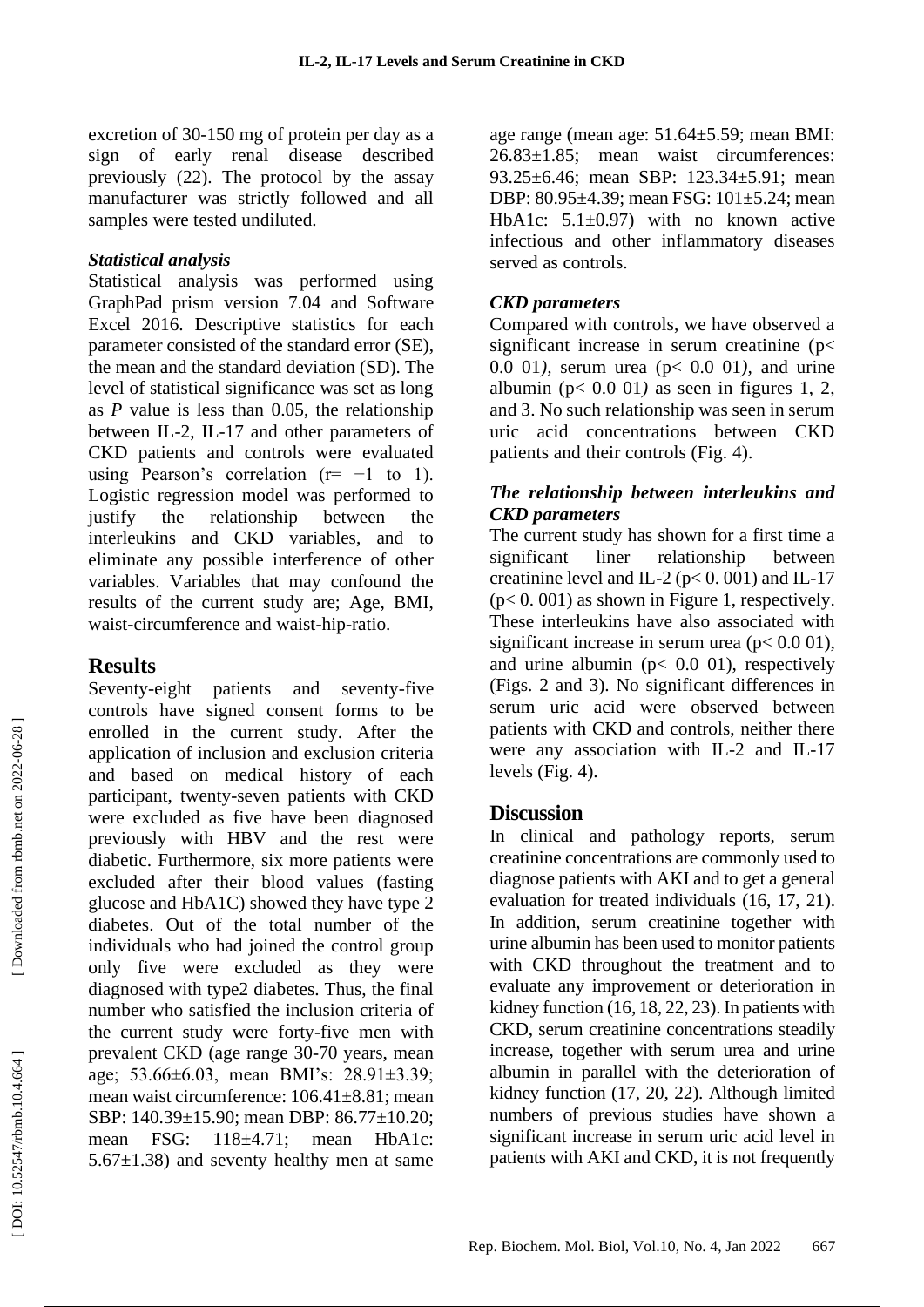excretion of 30-150 mg of protein per day as a sign of early renal disease described previously (22). The protocol by the assay manufacturer was strictly followed and all samples were tested undiluted.

### *Statistical analysis*

Statistical analysis was performed using GraphPad prism version 7.04 and Software Excel 2016. Descriptive statistics for each parameter consisted of the standard error (SE), the mean and the standard deviation (SD). The level of statistical significance was set as long as *P* value is less than 0.05, the relationship between IL-2, IL-17 and other parameters of CKD patients and controls were evaluated using Pearson's correlation ($r= -1$ to 1). Logistic regression model was performed to justify the relationship between the interleukins and CKD variables, and to eliminate any possible interference of other variables. Variables that may confound the results of the current study are; Age, BMI, waist-circumference and waist-hip-ratio.

## Results

Seventy-eight patients and seventy-five controls have signed consent forms to be enrolled in the current study. After the application of inclusion and exclusion criteria and based on medical history of each participant, twenty-seven patients with CKD were excluded as five have been diagnosed previously with HBV and the rest were diabetic. Furthermore, six more patients were excluded after their blood values (fasting glucose and HbA1C) showed they have type 2 diabetes. Out of the total number of the individuals who had joined the control group only five were excluded as they were diagnosed with type2 diabetes. Thus, the final number who satisfied the inclusion criteria of the current study were forty-five men with prevalent CKD (age range 30-70 years, mean age; 53.66±6.03, mean BMI's: 28.91±3.39; mean waist circumference: 106.41±8.81; mean SBP: 140.39±15.90; mean DBP: 86.77±10.20; mean FSG: 118±4.71; mean HbA1c: 5.67±1.38) and seventy healthy men at same age range (mean age: 51.64±5.59; mean BMI: 26.83±1.85; mean waist circumferences: 93.25±6.46; mean SBP: 123.34±5.91; mean DBP: 80.95±4.39; mean FSG: 101±5.24; mean HbA1c: 5.1±0.97) with no known active infectious and other inflammatory diseases served as controls.

### *CKD parameters*

Compared with controls, we have observed a significant increase in serum creatinine ($p< 0.0\ 01$), serum urea ($p< 0.0\ 01$), and urine albumin ($p< 0.0\ 01$) as seen in figures 1, 2, and 3. No such relationship was seen in serum uric acid concentrations between CKD patients and their controls (Fig. 4).

### *The relationship between interleukins and CKD parameters*

The current study has shown for a first time a significant liner relationship between creatinine level and IL-2 ($p< 0.\ 001$) and IL-17 ($p< 0.\ 001$) as shown in Figure 1, respectively. These interleukins have also associated with significant increase in serum urea ($p< 0.0\ 01$), and urine albumin ($p< 0.0\ 01$), respectively (Figs. 2 and 3). No significant differences in serum uric acid were observed between patients with CKD and controls, neither there were any association with IL-2 and IL-17 levels (Fig. 4).

## Discussion

In clinical and pathology reports, serum creatinine concentrations are commonly used to diagnose patients with AKI and to get a general evaluation for treated individuals (16, 17, 21). In addition, serum creatinine together with urine albumin has been used to monitor patients with CKD throughout the treatment and to evaluate any improvement or deterioration in kidney function (16, 18, 22, 23). In patients with CKD, serum creatinine concentrations steadily increase, together with serum urea and urine albumin in parallel with the deterioration of kidney function (17, 20, 22). Although limited numbers of previous studies have shown a significant increase in serum uric acid level in patients with AKI and CKD, it is not frequently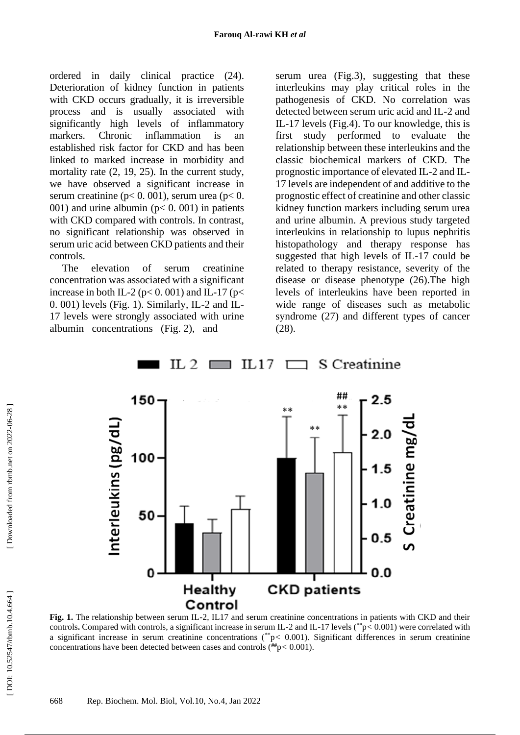ordered in daily clinical practice (24). Deterioration of kidney function in patients with CKD occurs gradually, it is irreversible process and is usually associated with significantly high levels of inflammatory markers. Chronic inflammation is an established risk factor for CKD and has been linked to marked increase in morbidity and mortality rate (2, 19, 25). In the current study, we have observed a significant increase in serum creatinine ($p < 0.001$), serum urea ($p < 0.001$) and urine albumin ($p < 0.001$) in patients with CKD compared with controls. In contrast, no significant relationship was observed in serum uric acid between CKD patients and their controls.

The elevation of serum creatinine concentration was associated with a significant increase in both IL-2 ($p < 0.001$) and IL-17 ($p < 0.001$) levels (Fig. 1). Similarly, IL-2 and IL-17 levels were strongly associated with urine albumin concentrations (Fig. 2), and serum urea (Fig.3), suggesting that these interleukins may play critical roles in the pathogenesis of CKD. No correlation was detected between serum uric acid and IL-2 and IL-17 levels (Fig.4). To our knowledge, this is first study performed to evaluate the relationship between these interleukins and the classic biochemical markers of CKD. The prognostic importance of elevated IL-2 and IL-17 levels are independent of and additive to the prognostic effect of creatinine and other classic kidney function markers including serum urea and urine albumin. A previous study targeted interleukins in relationship to lupus nephritis histopathology and therapy response has suggested that high levels of IL-17 could be related to therapy resistance, severity of the disease or disease phenotype (26).The high levels of interleukins have been reported in wide range of diseases such as metabolic syndrome (27) and different types of cancer (28).

**Fig. 1.** The relationship between serum IL-2, IL17 and serum creatinine concentrations in patients with CKD and their controls**.** Compared with controls, a significant increase in serum IL-2 and IL-17 levels ($^{**}p < 0.001$) were correlated with a significant increase in serum creatinine concentrations ($^{**}p < 0.001$). Significant differences in serum creatinine concentrations have been detected between cases and controls ($^{\#\#}p < 0.001$).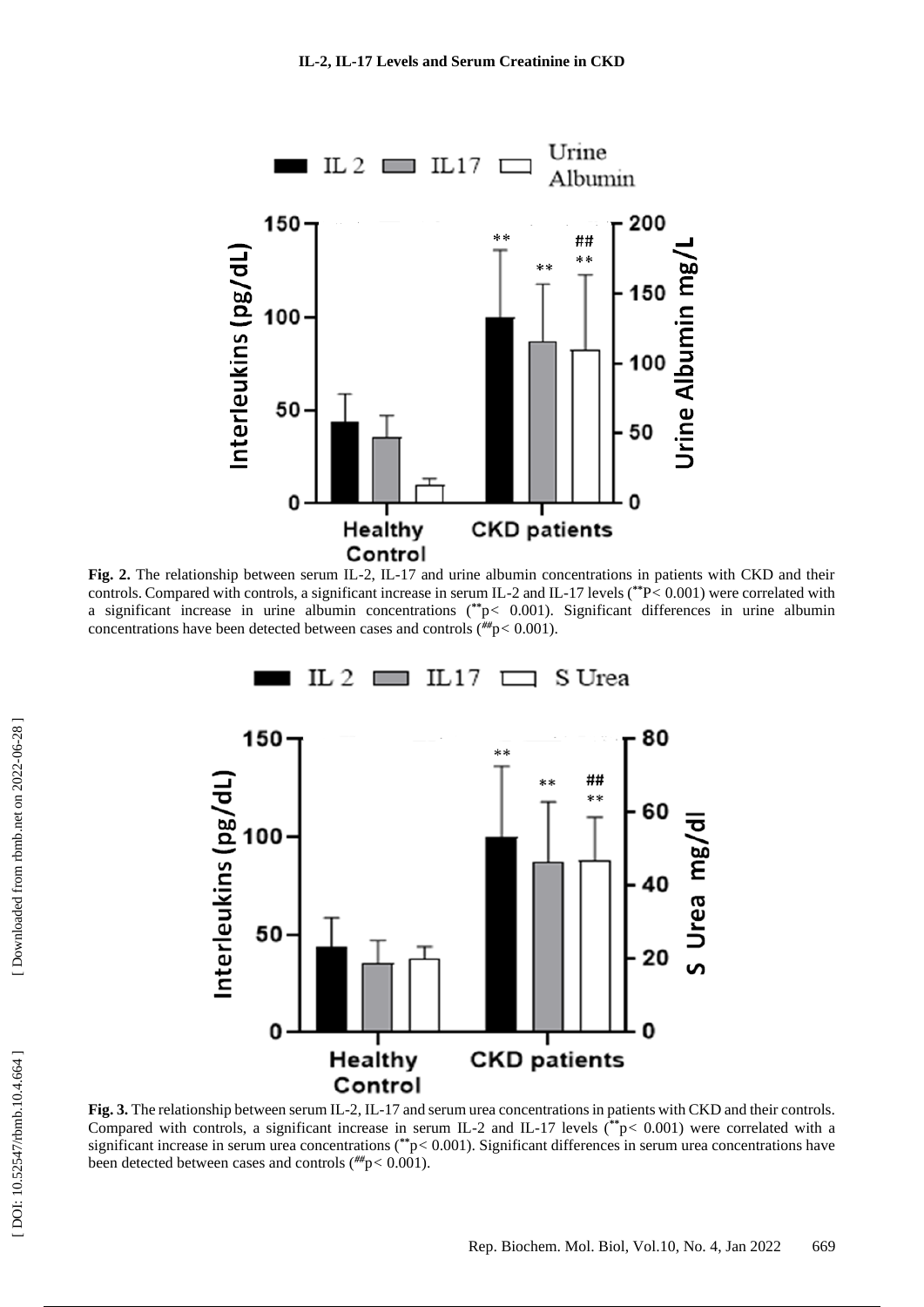**Fig. 2.** The relationship between serum IL-2, IL-17 and urine albumin concentrations in patients with CKD and their controls. Compared with controls, a significant increase in serum IL-2 and IL-17 levels ($^{**}P < 0.001$) were correlated with a significant increase in urine albumin concentrations ($^{**}p < 0.001$). Significant differences in urine albumin concentrations have been detected between cases and controls ($^{\#\#}p < 0.001$).

**Fig. 3.** The relationship between serum IL-2, IL-17 and serum urea concentrations in patients with CKD and their controls. Compared with controls, a significant increase in serum IL-2 and IL-17 levels ($^{**}p < 0.001$) were correlated with a significant increase in serum urea concentrations ($^{**}p < 0.001$). Significant differences in serum urea concentrations have been detected between cases and controls ($^{\#\#}p < 0.001$).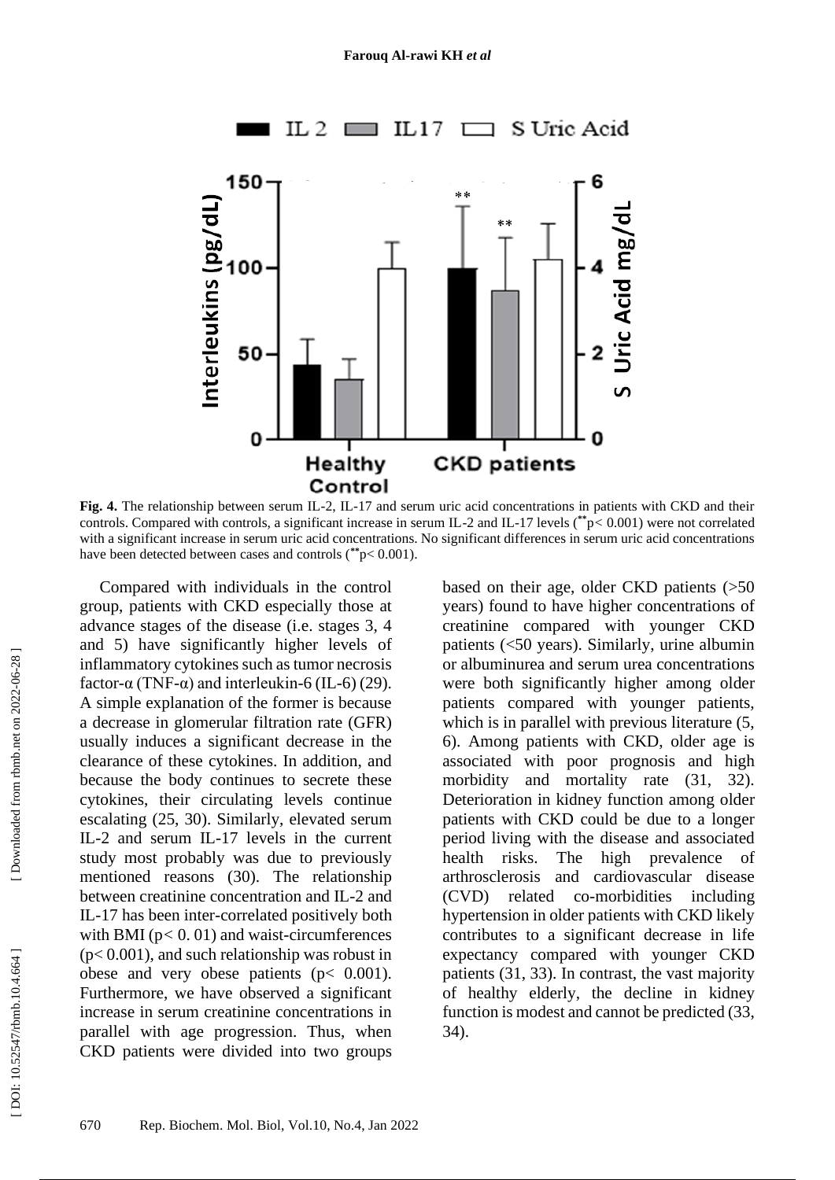**Fig. 4.** The relationship between serum IL-2, IL-17 and serum uric acid concentrations in patients with CKD and their controls. Compared with controls, a significant increase in serum IL-2 and IL-17 levels (**$p < 0.001$) were not correlated with a significant increase in serum uric acid concentrations. No significant differences in serum uric acid concentrations have been detected between cases and controls (**$p < 0.001$).

Compared with individuals in the control group, patients with CKD especially those at advance stages of the disease (i.e. stages 3, 4 and 5) have significantly higher levels of inflammatory cytokines such as tumor necrosis factor-α (TNF-α) and interleukin-6 (IL-6) (29). A simple explanation of the former is because a decrease in glomerular filtration rate (GFR) usually induces a significant decrease in the clearance of these cytokines. In addition, and because the body continues to secrete these cytokines, their circulating levels continue escalating (25, 30). Similarly, elevated serum IL-2 and serum IL-17 levels in the current study most probably was due to previously mentioned reasons (30). The relationship between creatinine concentration and IL-2 and IL-17 has been inter-correlated positively both with BMI ($p < 0.01$) and waist-circumferences ($p < 0.001$), and such relationship was robust in obese and very obese patients ($p < 0.001$). Furthermore, we have observed a significant increase in serum creatinine concentrations in parallel with age progression. Thus, when CKD patients were divided into two groups based on their age, older CKD patients (>50 years) found to have higher concentrations of creatinine compared with younger CKD patients (<50 years). Similarly, urine albumin or albuminurea and serum urea concentrations were both significantly higher among older patients compared with younger patients, which is in parallel with previous literature (5, 6). Among patients with CKD, older age is associated with poor prognosis and high morbidity and mortality rate (31, 32). Deterioration in kidney function among older patients with CKD could be due to a longer period living with the disease and associated health risks. The high prevalence of arthrosclerosis and cardiovascular disease (CVD) related co-morbidities including hypertension in older patients with CKD likely contributes to a significant decrease in life expectancy compared with younger CKD patients (31, 33). In contrast, the vast majority of healthy elderly, the decline in kidney function is modest and cannot be predicted (33, 34).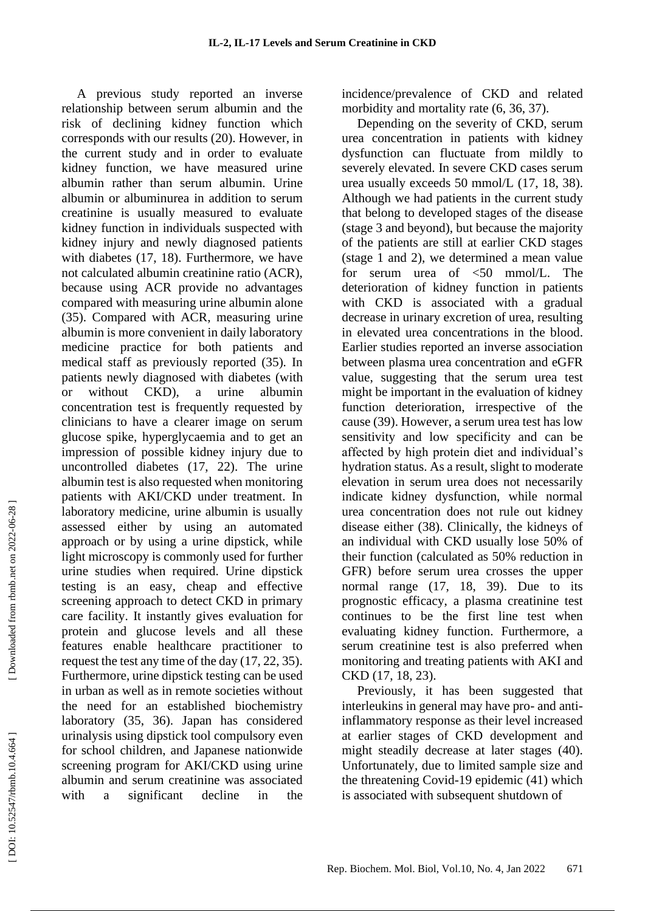A previous study reported an inverse relationship between serum albumin and the risk of declining kidney function which corresponds with our results (20). However, in the current study and in order to evaluate kidney function, we have measured urine albumin rather than serum albumin. Urine albumin or albuminurea in addition to serum creatinine is usually measured to evaluate kidney function in individuals suspected with kidney injury and newly diagnosed patients with diabetes (17, 18). Furthermore, we have not calculated albumin creatinine ratio (ACR), because using ACR provide no advantages compared with measuring urine albumin alone (35). Compared with ACR, measuring urine albumin is more convenient in daily laboratory medicine practice for both patients and medical staff as previously reported (35). In patients newly diagnosed with diabetes (with or without CKD), a urine albumin concentration test is frequently requested by clinicians to have a clearer image on serum glucose spike, hyperglycaemia and to get an impression of possible kidney injury due to uncontrolled diabetes (17, 22). The urine albumin test is also requested when monitoring patients with AKI/CKD under treatment. In laboratory medicine, urine albumin is usually assessed either by using an automated approach or by using a urine dipstick, while light microscopy is commonly used for further urine studies when required. Urine dipstick testing is an easy, cheap and effective screening approach to detect CKD in primary care facility. It instantly gives evaluation for protein and glucose levels and all these features enable healthcare practitioner to request the test any time of the day (17, 22, 35). Furthermore, urine dipstick testing can be used in urban as well as in remote societies without the need for an established biochemistry laboratory (35, 36). Japan has considered urinalysis using dipstick tool compulsory even for school children, and Japanese nationwide screening program for AKI/CKD using urine albumin and serum creatinine was associated with a significant decline in the incidence/prevalence of CKD and related morbidity and mortality rate (6, 36, 37).

Depending on the severity of CKD, serum urea concentration in patients with kidney dysfunction can fluctuate from mildly to severely elevated. In severe CKD cases serum urea usually exceeds 50 mmol/L (17, 18, 38). Although we had patients in the current study that belong to developed stages of the disease (stage 3 and beyond), but because the majority of the patients are still at earlier CKD stages (stage 1 and 2), we determined a mean value for serum urea of <50 mmol/L. The deterioration of kidney function in patients with CKD is associated with a gradual decrease in urinary excretion of urea, resulting in elevated urea concentrations in the blood. Earlier studies reported an inverse association between plasma urea concentration and eGFR value, suggesting that the serum urea test might be important in the evaluation of kidney function deterioration, irrespective of the cause (39). However, a serum urea test has low sensitivity and low specificity and can be affected by high protein diet and individual's hydration status. As a result, slight to moderate elevation in serum urea does not necessarily indicate kidney dysfunction, while normal urea concentration does not rule out kidney disease either (38). Clinically, the kidneys of an individual with CKD usually lose 50% of their function (calculated as 50% reduction in GFR) before serum urea crosses the upper normal range (17, 18, 39). Due to its prognostic efficacy, a plasma creatinine test continues to be the first line test when evaluating kidney function. Furthermore, a serum creatinine test is also preferred when monitoring and treating patients with AKI and CKD (17, 18, 23).

Previously, it has been suggested that interleukins in general may have pro- and anti-inflammatory response as their level increased at earlier stages of CKD development and might steadily decrease at later stages (40). Unfortunately, due to limited sample size and the threatening Covid-19 epidemic (41) which is associated with subsequent shutdown of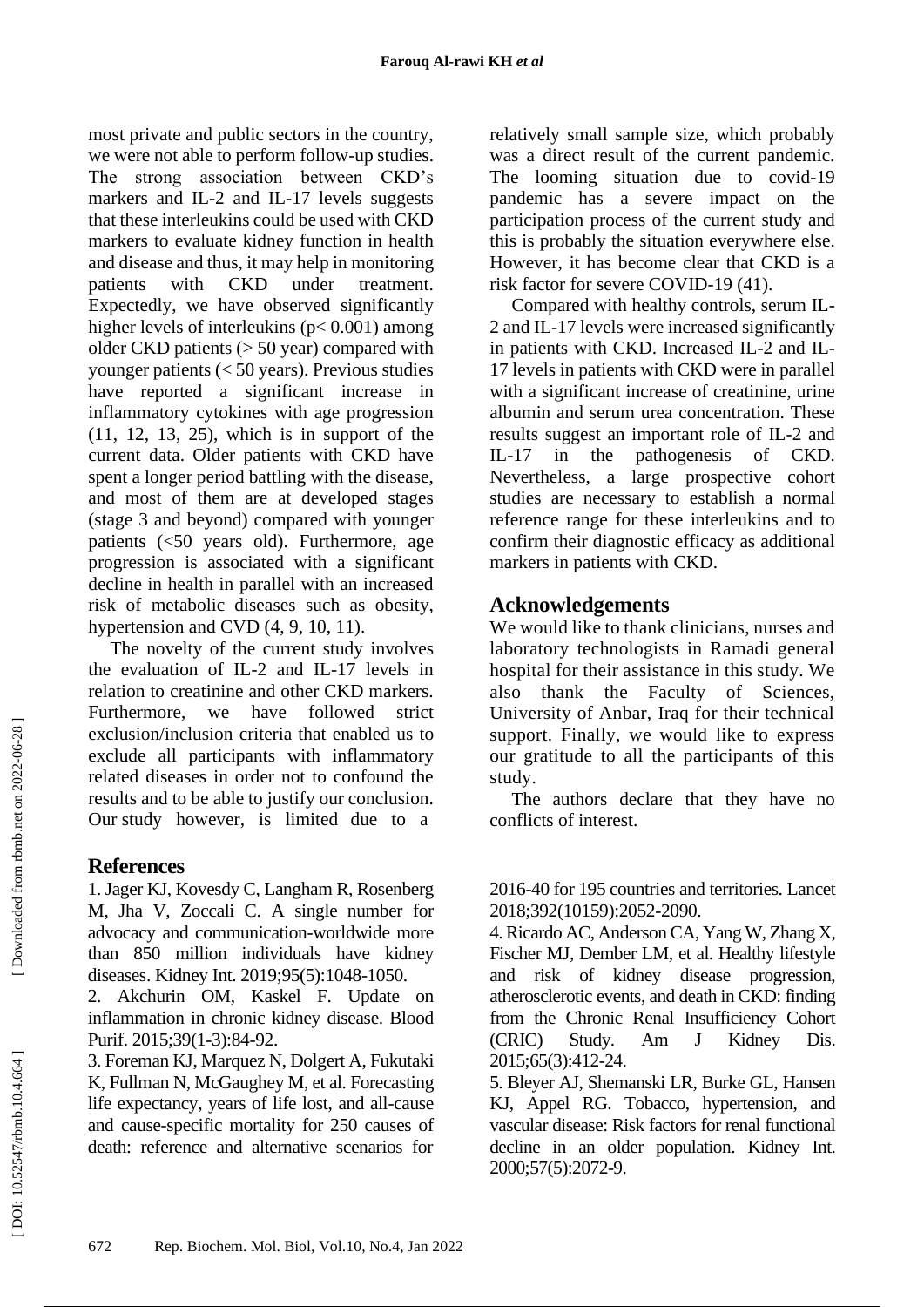most private and public sectors in the country, we were not able to perform follow-up studies. The strong association between CKD's markers and IL-2 and IL-17 levels suggests that these interleukins could be used with CKD markers to evaluate kidney function in health and disease and thus, it may help in monitoring patients with CKD under treatment. Expectedly, we have observed significantly higher levels of interleukins ($p < 0.001$) among older CKD patients (> 50 year) compared with younger patients (< 50 years). Previous studies have reported a significant increase in inflammatory cytokines with age progression (11, 12, 13, 25), which is in support of the current data. Older patients with CKD have spent a longer period battling with the disease, and most of them are at developed stages (stage 3 and beyond) compared with younger patients (<50 years old). Furthermore, age progression is associated with a significant decline in health in parallel with an increased risk of metabolic diseases such as obesity, hypertension and CVD (4, 9, 10, 11).

The novelty of the current study involves the evaluation of IL-2 and IL-17 levels in relation to creatinine and other CKD markers. Furthermore, we have followed strict exclusion/inclusion criteria that enabled us to exclude all participants with inflammatory related diseases in order not to confound the results and to be able to justify our conclusion. Our study however, is limited due to a relatively small sample size, which probably was a direct result of the current pandemic. The looming situation due to covid-19 pandemic has a severe impact on the participation process of the current study and this is probably the situation everywhere else. However, it has become clear that CKD is a risk factor for severe COVID-19 (41).

Compared with healthy controls, serum IL-2 and IL-17 levels were increased significantly in patients with CKD. Increased IL-2 and IL-17 levels in patients with CKD were in parallel with a significant increase of creatinine, urine albumin and serum urea concentration. These results suggest an important role of IL-2 and IL-17 in the pathogenesis of CKD. Nevertheless, a large prospective cohort studies are necessary to establish a normal reference range for these interleukins and to confirm their diagnostic efficacy as additional markers in patients with CKD.

## Acknowledgements

We would like to thank clinicians, nurses and laboratory technologists in Ramadi general hospital for their assistance in this study. We also thank the Faculty of Sciences, University of Anbar, Iraq for their technical support. Finally, we would like to express our gratitude to all the participants of this study.

The authors declare that they have no conflicts of interest.

## References

1. Jager KJ, Kovesdy C, Langham R, Rosenberg M, Jha V, Zoccali C. A single number for advocacy and communication-worldwide more than 850 million individuals have kidney diseases. Kidney Int. 2019;95(5):1048-1050.

2. Akchurin OM, Kaskel F. Update on inflammation in chronic kidney disease. Blood Purif. 2015;39(1-3):84-92.

3. Foreman KJ, Marquez N, Dolgert A, Fukutaki K, Fullman N, McGaughey M, et al. Forecasting life expectancy, years of life lost, and all-cause and cause-specific mortality for 250 causes of death: reference and alternative scenarios for 2016-40 for 195 countries and territories. Lancet 2018;392(10159):2052-2090.

4. Ricardo AC, Anderson CA, Yang W, Zhang X, Fischer MJ, Dember LM, et al. Healthy lifestyle and risk of kidney disease progression, atherosclerotic events, and death in CKD: finding from the Chronic Renal Insufficiency Cohort (CRIC) Study. Am J Kidney Dis. 2015;65(3):412-24.

5. Bleyer AJ, Shemanski LR, Burke GL, Hansen KJ, Appel RG. Tobacco, hypertension, and vascular disease: Risk factors for renal functional decline in an older population. Kidney Int. 2000;57(5):2072-9.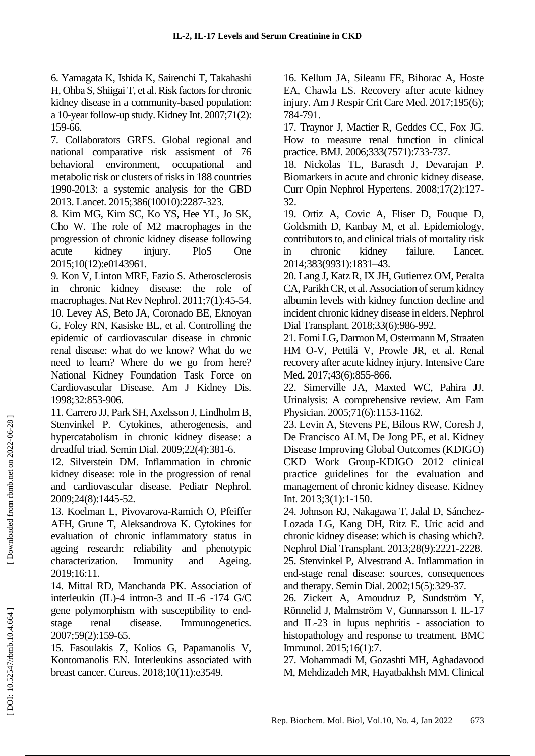6. Yamagata K, Ishida K, Sairenchi T, Takahashi H, Ohba S, Shiigai T, et al. Risk factors for chronic kidney disease in a community-based population: a 10-year follow-up study. Kidney Int. 2007;71(2): 159-66.

7. Collaborators GRFS. Global regional and national comparative risk assisment of 76 behavioral environment, occupational and metabolic risk or clusters of risks in 188 countries 1990-2013: a systemic analysis for the GBD 2013. Lancet. 2015;386(10010):2287-323.

8. Kim MG, Kim SC, Ko YS, Hee YL, Jo SK, Cho W. The role of M2 macrophages in the progression of chronic kidney disease following acute kidney injury. PloS One 2015;10(12):e0143961.

9. Kon V, Linton MRF, Fazio S. Atherosclerosis in chronic kidney disease: the role of macrophages. Nat Rev Nephrol. 2011;7(1):45-54.

10. Levey AS, Beto JA, Coronado BE, Eknoyan G, Foley RN, Kasiske BL, et al. Controlling the epidemic of cardiovascular disease in chronic renal disease: what do we know? What do we need to learn? Where do we go from here? National Kidney Foundation Task Force on Cardiovascular Disease. Am J Kidney Dis. 1998;32:853-906.

11. Carrero JJ, Park SH, Axelsson J, Lindholm B, Stenvinkel P. Cytokines, atherogenesis, and hypercatabolism in chronic kidney disease: a dreadful triad. Semin Dial. 2009;22(4):381-6.

12. Silverstein DM. Inflammation in chronic kidney disease: role in the progression of renal and cardiovascular disease. Pediatr Nephrol. 2009;24(8):1445-52.

13. Koelman L, Pivovarova-Ramich O, Pfeiffer AFH, Grune T, Aleksandrova K. Cytokines for evaluation of chronic inflammatory status in ageing research: reliability and phenotypic characterization. Immunity and Ageing. 2019;16:11.

14. Mittal RD, Manchanda PK. Association of interleukin (IL)-4 intron-3 and IL-6 -174 G/C gene polymorphism with susceptibility to end-stage renal disease. Immunogenetics. 2007;59(2):159-65.

15. Fasoulakis Z, Kolios G, Papamanolis V, Kontomanolis EN. Interleukins associated with breast cancer. Cureus. 2018;10(11):e3549.

16. Kellum JA, Sileanu FE, Bihorac A, Hoste EA, Chawla LS. Recovery after acute kidney injury. Am J Respir Crit Care Med. 2017;195(6); 784-791.

17. Traynor J, Mactier R, Geddes CC, Fox JG. How to measure renal function in clinical practice. BMJ. 2006;333(7571):733-737.

18. Nickolas TL, Barasch J, Devarajan P. Biomarkers in acute and chronic kidney disease. Curr Opin Nephrol Hypertens. 2008;17(2):127-32.

19. Ortiz A, Covic A, Fliser D, Fouque D, Goldsmith D, Kanbay M, et al. Epidemiology, contributors to, and clinical trials of mortality risk in chronic kidney failure. Lancet. 2014;383(9931):1831–43.

20. Lang J, Katz R, IX JH, Gutierrez OM, Peralta CA, Parikh CR, et al. Association of serum kidney albumin levels with kidney function decline and incident chronic kidney disease in elders. Nephrol Dial Transplant. 2018;33(6):986-992.

21. Forni LG, Darmon M, Ostermann M, Straaten HM O-V, Pettilä V, Prowle JR, et al. Renal recovery after acute kidney injury. Intensive Care Med. 2017;43(6):855-866.

22. Simerville JA, Maxted WC, Pahira JJ. Urinalysis: A comprehensive review. Am Fam Physician. 2005;71(6):1153-1162.

23. Levin A, Stevens PE, Bilous RW, Coresh J, De Francisco ALM, De Jong PE, et al. Kidney Disease Improving Global Outcomes (KDIGO) CKD Work Group-KDIGO 2012 clinical practice guidelines for the evaluation and management of chronic kidney disease. Kidney Int. 2013;3(1):1-150.

24. Johnson RJ, Nakagawa T, Jalal D, Sánchez-Lozada LG, Kang DH, Ritz E. Uric acid and chronic kidney disease: which is chasing which?. Nephrol Dial Transplant. 2013;28(9):2221-2228.

25. Stenvinkel P, Alvestrand A. Inflammation in end-stage renal disease: sources, consequences and therapy. Semin Dial. 2002;15(5):329-37.

26. Zickert A, Amoudruz P, Sundström Y, Rönnelid J, Malmström V, Gunnarsson I. IL-17 and IL-23 in lupus nephritis - association to histopathology and response to treatment. BMC Immunol. 2015;16(1):7.

27. Mohammadi M, Gozashti MH, Aghadavood M, Mehdizadeh MR, Hayatbakhsh MM. Clinical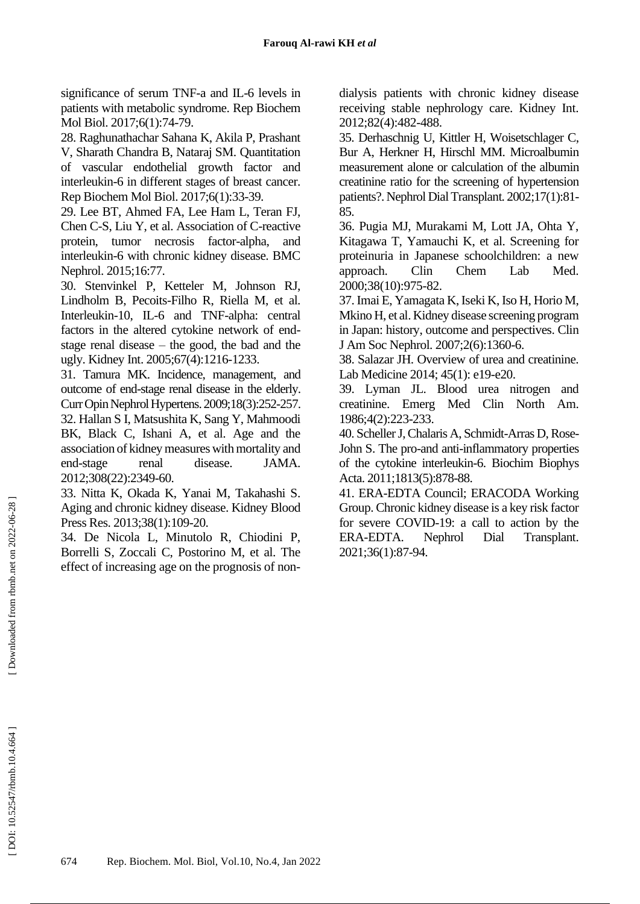significance of serum TNF-a and IL-6 levels in patients with metabolic syndrome. Rep Biochem Mol Biol. 2017;6(1):74-79.

28. Raghunathachar Sahana K, Akila P, Prashant V, Sharath Chandra B, Nataraj SM. Quantitation of vascular endothelial growth factor and interleukin-6 in different stages of breast cancer. Rep Biochem Mol Biol. 2017;6(1):33-39.

29. Lee BT, Ahmed FA, Lee Ham L, Teran FJ, Chen C-S, Liu Y, et al. Association of C-reactive protein, tumor necrosis factor-alpha, and interleukin-6 with chronic kidney disease. BMC Nephrol. 2015;16:77.

30. Stenvinkel P, Ketteler M, Johnson RJ, Lindholm B, Pecoits-Filho R, Riella M, et al. Interleukin-10, IL-6 and TNF-alpha: central factors in the altered cytokine network of end-stage renal disease – the good, the bad and the ugly. Kidney Int. 2005;67(4):1216-1233.

31. Tamura MK. Incidence, management, and outcome of end-stage renal disease in the elderly. Curr Opin Nephrol Hypertens. 2009;18(3):252-257.

32. Hallan S I, Matsushita K, Sang Y, Mahmoodi BK, Black C, Ishani A, et al. Age and the association of kidney measures with mortality and end-stage renal disease. JAMA. 2012;308(22):2349-60.

33. Nitta K, Okada K, Yanai M, Takahashi S. Aging and chronic kidney disease. Kidney Blood Press Res. 2013;38(1):109-20.

34. De Nicola L, Minutolo R, Chiodini P, Borrelli S, Zoccali C, Postorino M, et al. The effect of increasing age on the prognosis of non-dialysis patients with chronic kidney disease receiving stable nephrology care. Kidney Int. 2012;82(4):482-488.

35. Derhaschnig U, Kittler H, Woisetschlager C, Bur A, Herkner H, Hirschl MM. Microalbumin measurement alone or calculation of the albumin creatinine ratio for the screening of hypertension patients?. Nephrol Dial Transplant. 2002;17(1):81-85.

36. Pugia MJ, Murakami M, Lott JA, Ohta Y, Kitagawa T, Yamauchi K, et al. Screening for proteinuria in Japanese schoolchildren: a new approach. Clin Chem Lab Med. 2000;38(10):975-82.

37. Imai E, Yamagata K, Iseki K, Iso H, Horio M, Mkino H, et al. Kidney disease screening program in Japan: history, outcome and perspectives. Clin J Am Soc Nephrol. 2007;2(6):1360-6.

38. Salazar JH. Overview of urea and creatinine. Lab Medicine 2014; 45(1): e19-e20.

39. Lyman JL. Blood urea nitrogen and creatinine. Emerg Med Clin North Am. 1986;4(2):223-233.

40. Scheller J, Chalaris A, Schmidt-Arras D, Rose-John S. The pro-and anti-inflammatory properties of the cytokine interleukin-6. Biochim Biophys Acta. 2011;1813(5):878-88.

41. ERA-EDTA Council; ERACODA Working Group. Chronic kidney disease is a key risk factor for severe COVID-19: a call to action by the ERA-EDTA. Nephrol Dial Transplant. 2021;36(1):87-94.